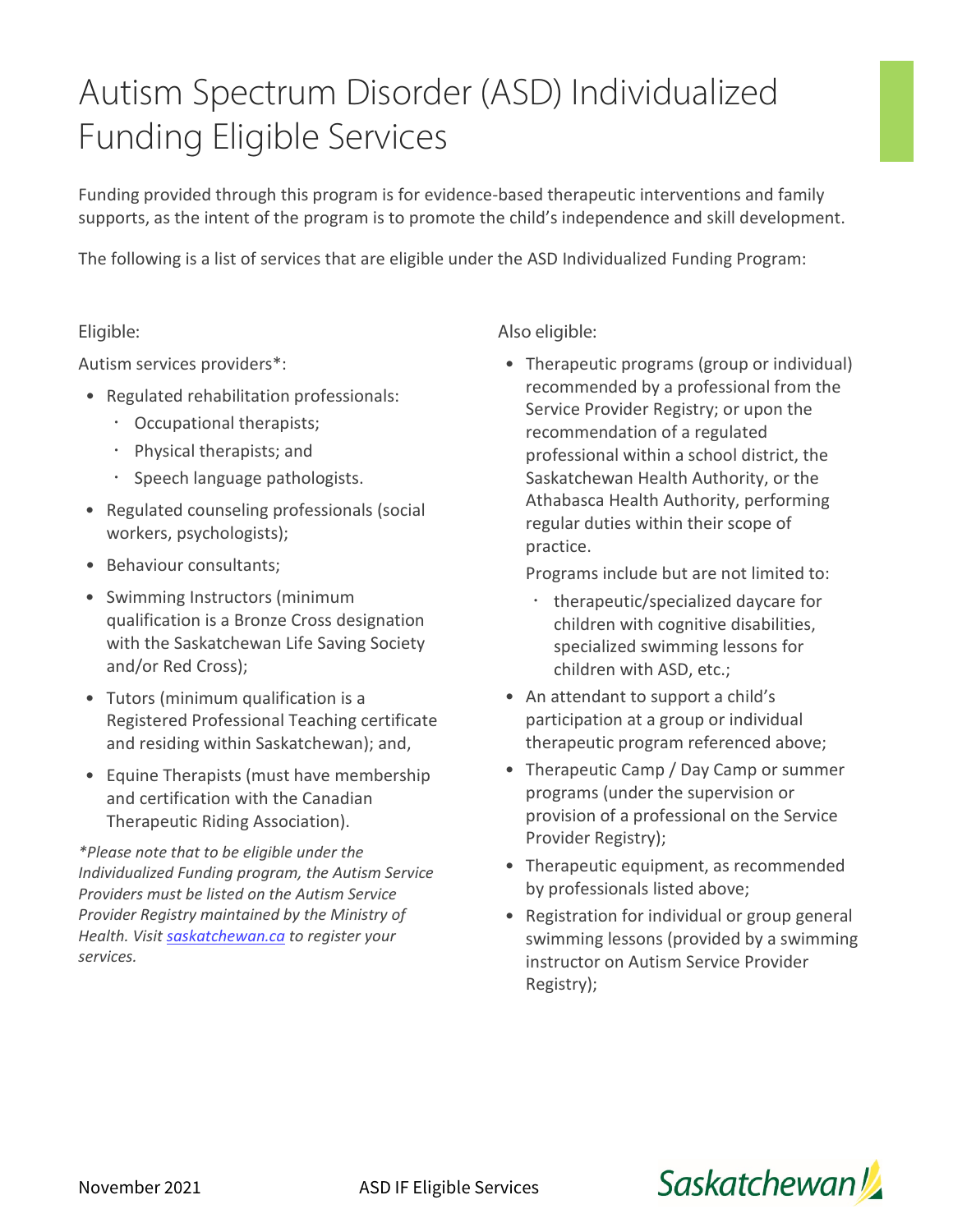# Autism Spectrum Disorder (ASD) Individualized Funding Eligible Services

Funding provided through this program is for evidence-based therapeutic interventions and family supports, as the intent of the program is to promote the child's independence and skill development.

The following is a list of services that are eligible under the ASD Individualized Funding Program:

## Eligible:

Autism services providers*:

- Regulated rehabilitation professionals:
  - Occupational therapists;
  - Physical therapists; and
  - Speech language pathologists.
- Regulated counseling professionals (social workers, psychologists);
- Behaviour consultants;
- Swimming Instructors (minimum qualification is a Bronze Cross designation with the Saskatchewan Life Saving Society and/or Red Cross);
- Tutors (minimum qualification is a Registered Professional Teaching certificate and residing within Saskatchewan); and,
- Equine Therapists (must have membership and certification with the Canadian Therapeutic Riding Association).

*\*Please note that to be eligible under the Individualized Funding program, the Autism Service Providers must be listed on the Autism Service Provider Registry maintained by the Ministry of Health. Visit [saskatchewan.ca](saskatchewan.ca) to register your services.*

## Also eligible:

- Therapeutic programs (group or individual) recommended by a professional from the Service Provider Registry; or upon the recommendation of a regulated professional within a school district, the Saskatchewan Health Authority, or the Athabasca Health Authority, performing regular duties within their scope of practice.

  Programs include but are not limited to:
  - therapeutic/specialized daycare for children with cognitive disabilities, specialized swimming lessons for children with ASD, etc.;
- An attendant to support a child's participation at a group or individual therapeutic program referenced above;
- Therapeutic Camp / Day Camp or summer programs (under the supervision or provision of a professional on the Service Provider Registry);
- Therapeutic equipment, as recommended by professionals listed above;
- Registration for individual or group general swimming lessons (provided by a swimming instructor on Autism Service Provider Registry);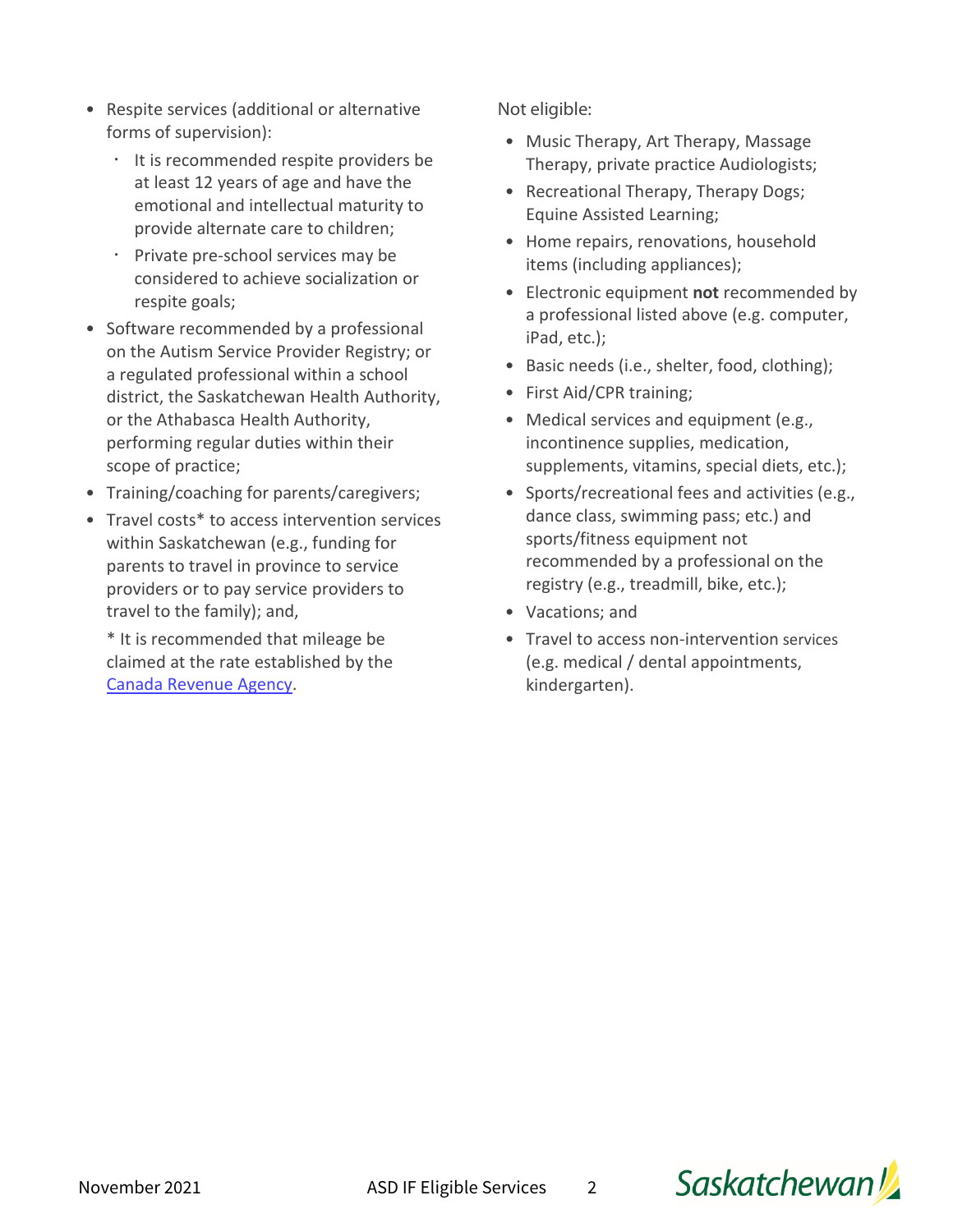- Respite services (additional or alternative forms of supervision):
  - It is recommended respite providers be at least 12 years of age and have the emotional and intellectual maturity to provide alternate care to children;
  - Private pre-school services may be considered to achieve socialization or respite goals;
- Software recommended by a professional on the Autism Service Provider Registry; or a regulated professional within a school district, the Saskatchewan Health Authority, or the Athabasca Health Authority, performing regular duties within their scope of practice;
- Training/coaching for parents/caregivers;
- Travel costs* to access intervention services within Saskatchewan (e.g., funding for parents to travel in province to service providers or to pay service providers to travel to the family); and,

  * It is recommended that mileage be claimed at the rate established by the [Canada Revenue Agency](https://www.canada.ca/en/revenue-agency.html).

Not eligible:

- Music Therapy, Art Therapy, Massage Therapy, private practice Audiologists;
- Recreational Therapy, Therapy Dogs; Equine Assisted Learning;
- Home repairs, renovations, household items (including appliances);
- Electronic equipment **not** recommended by a professional listed above (e.g. computer, iPad, etc.);
- Basic needs (i.e., shelter, food, clothing);
- First Aid/CPR training;
- Medical services and equipment (e.g., incontinence supplies, medication, supplements, vitamins, special diets, etc.);
- Sports/recreational fees and activities (e.g., dance class, swimming pass; etc.) and sports/fitness equipment not recommended by a professional on the registry (e.g., treadmill, bike, etc.);
- Vacations; and
- Travel to access non-intervention services (e.g. medical / dental appointments, kindergarten).